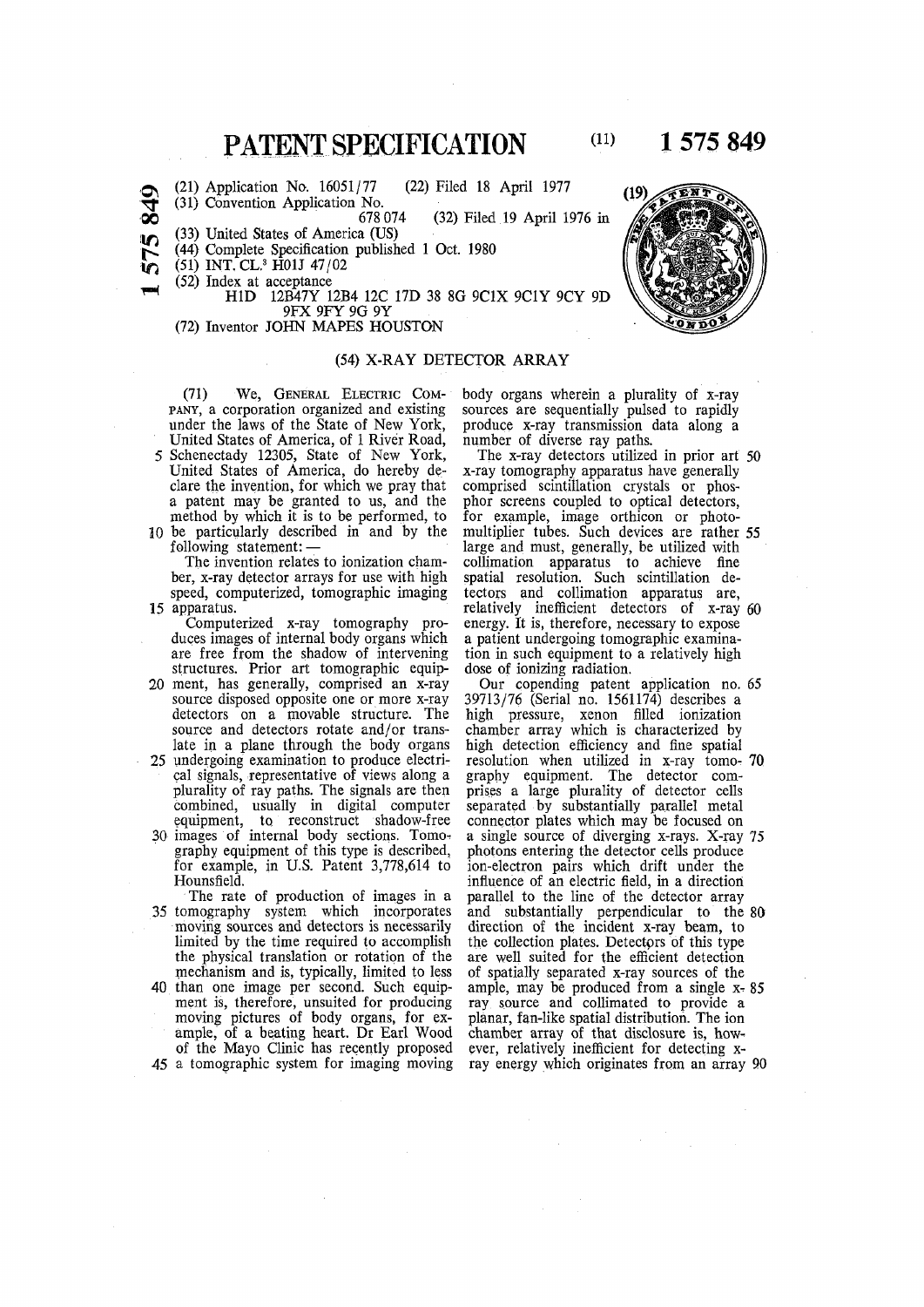# PATENT SPECIFICATION

(11) **1 575 849**

(21) Application No. 16051/77 (22) Filed 18 April 1977
(31) Convention Application No. 678 074 (32) Filed 19 April 1976 in
(33) United States of America (US)
(44) Complete Specification published 1 Oct. 1980
(51) INT. CL.[3] H01J 47/02
(52) Index at acceptance
H1D 12B47Y 12B4 12C 17D 38 8G 9C1X 9C1Y 9CY 9D 9FX 9FY 9G 9Y
(72) Inventor JOHN MAPES HOUSTON

## (54) X-RAY DETECTOR ARRAY

(71) We, GENERAL ELECTRIC COMPANY, a corporation organized and existing under the laws of the State of New York, United States of America, of 1 River Road, Schenectady 12305, State of New York, United States of America, do hereby declare the invention, for which we pray that a patent may be granted to us, and the method by which it is to be performed, to be particularly described in and by the following statement:—

The invention relates to ionization chamber, x-ray detector arrays for use with high speed, computerized, tomographic imaging apparatus.

Computerized x-ray tomography produces images of internal body organs which are free from the shadow of intervening structures. Prior art tomographic equipment, has generally, comprised an x-ray source disposed opposite one or more x-ray detectors on a movable structure. The source and detectors rotate and/or translate in a plane through the body organs undergoing examination to produce electrical signals, representative of views along a plurality of ray paths. The signals are then combined, usually in digital computer equipment, to reconstruct shadow-free images of internal body sections. Tomography equipment of this type is described, for example, in U.S. Patent 3,778,614 to Hounsfield.

The rate of production of images in a tomography system which incorporates moving sources and detectors is necessarily limited by the time required to accomplish the physical translation or rotation of the mechanism and is, typically, limited to less than one image per second. Such equipment is, therefore, unsuited for producing moving pictures of body organs, for example, of a beating heart. Dr Earl Wood of the Mayo Clinic has recently proposed a tomographic system for imaging moving body organs wherein a plurality of x-ray sources are sequentially pulsed to rapidly produce x-ray transmission data along a number of diverse ray paths.

The x-ray detectors utilized in prior art x-ray tomography apparatus have generally comprised scintillation crystals or phosphor screens coupled to optical detectors, for example, image orthicon or photomultiplier tubes. Such devices are rather large and must, generally, be utilized with collimation apparatus to achieve fine spatial resolution. Such scintillation detectors and collimation apparatus are, relatively inefficient detectors of x-ray energy. It is, therefore, necessary to expose a patient undergoing tomographic examination in such equipment to a relatively high dose of ionizing radiation.

Our copending patent application no. 39713/76 (Serial no. 1561174) describes a high pressure, xenon filled ionization chamber array which is characterized by high detection efficiency and fine spatial resolution when utilized in x-ray tomography equipment. The detector comprises a large plurality of detector cells separated by substantially parallel metal connector plates which may be focused on a single source of diverging x-rays. X-ray photons entering the detector cells produce ion-electron pairs which drift under the influence of an electric field, in a direction parallel to the line of the detector array and substantially perpendicular to the direction of the incident x-ray beam, to the collection plates. Detectors of this type are well suited for the efficient detection of spatially separated x-ray sources of the ample, may be produced from a single x-ray source and collimated to provide a planar, fan-like spatial distribution. The ion chamber array of that disclosure is, however, relatively inefficient for detecting x-ray energy which originates from an array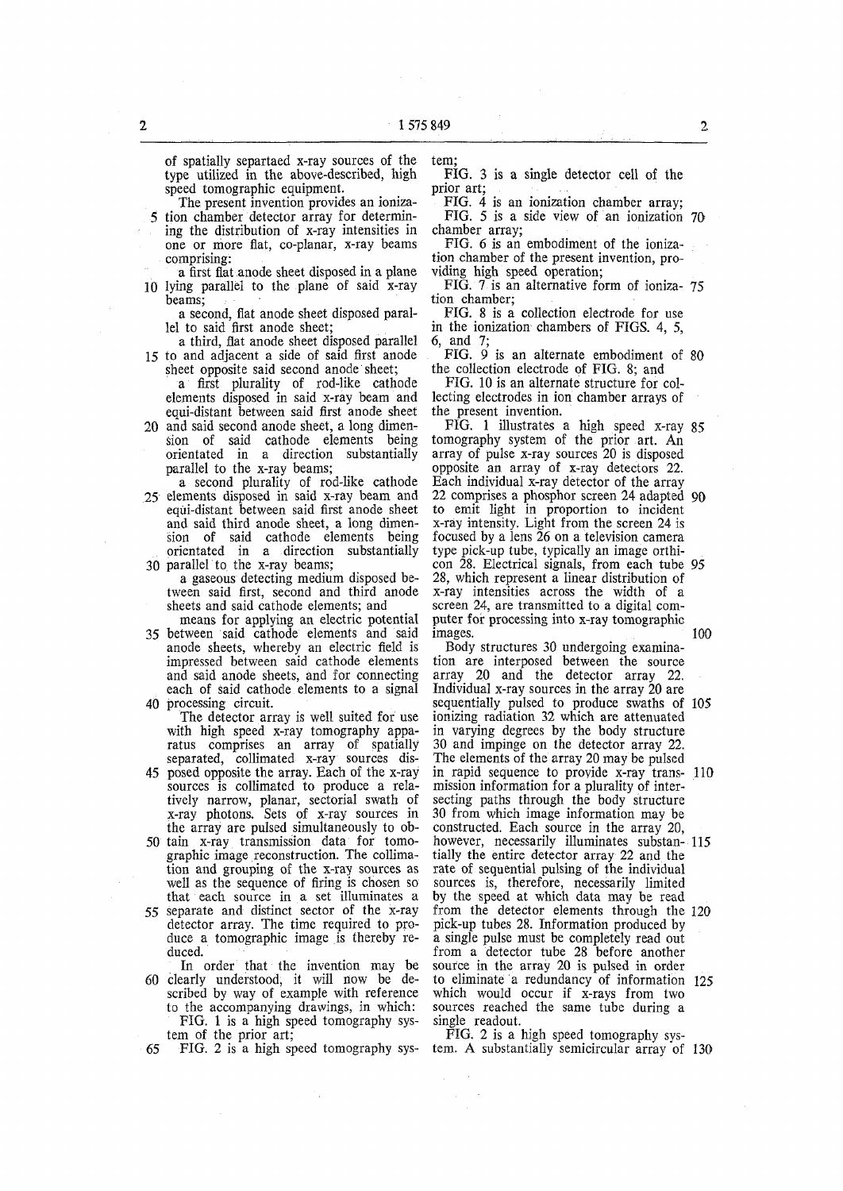of spatially separtaed x-ray sources of the type utilized in the above-described, high speed tomographic equipment.

The present invention provides an ionization chamber detector array for determining the distribution of x-ray intensities in one or more flat, co-planar, x-ray beams comprising:

a first flat anode sheet disposed in a plane lying parallel to the plane of said x-ray beams;

a second, flat anode sheet disposed parallel to said first anode sheet;

a third, flat anode sheet disposed parallel to and adjacent a side of said first anode sheet opposite said second anode sheet;

a first plurality of rod-like cathode elements disposed in said x-ray beam and equi-distant between said first anode sheet and said second anode sheet, a long dimension of said cathode elements being orientated in a direction substantially parallel to the x-ray beams;

a second plurality of rod-like cathode elements disposed in said x-ray beam and equi-distant between said first anode sheet and said third anode sheet, a long dimension of said cathode elements being orientated in a direction substantially parallel to the x-ray beams;

a gaseous detecting medium disposed between said first, second and third anode sheets and said cathode elements; and

means for applying an electric potential between said cathode elements and said anode sheets, whereby an electric field is impressed between said cathode elements and said anode sheets, and for connecting each of said cathode elements to a signal processing circuit.

The detector array is well suited for use with high speed x-ray tomography apparatus comprises an array of spatially separated, collimated x-ray sources disposed opposite the array. Each of the x-ray sources is collimated to produce a relatively narrow, planar, sectorial swath of x-ray photons. Sets of x-ray sources in the array are pulsed simultaneously to obtain x-ray transmission data for tomographic image reconstruction. The collimation and grouping of the x-ray sources as well as the sequence of firing is chosen so that each source in a set illuminates a separate and distinct sector of the x-ray detector array. The time required to produce a tomographic image is thereby reduced.

In order that the invention may be clearly understood, it will now be described by way of example with reference to the accompanying drawings, in which:

FIG. 1 is a high speed tomography system of the prior art;

FIG. 2 is a high speed tomography system;

FIG. 3 is a single detector cell of the prior art;

FIG. 4 is an ionization chamber array;

FIG. 5 is a side view of an ionization chamber array;

FIG. 6 is an embodiment of the ionization chamber of the present invention, providing high speed operation;

FIG. 7 is an alternative form of ionization chamber;

FIG. 8 is a collection electrode for use in the ionization chambers of FIGS. 4, 5, 6, and 7;

FIG. 9 is an alternate embodiment of the collection electrode of FIG. 8; and

FIG. 10 is an alternate structure for collecting electrodes in ion chamber arrays of the present invention.

FIG. 1 illustrates a high speed x-ray tomography system of the prior art. An array of pulse x-ray sources 20 is disposed opposite an array of x-ray detectors 22. Each individual x-ray detector of the array 22 comprises a phosphor screen 24 adapted to emit light in proportion to incident x-ray intensity. Light from the screen 24 is focused by a lens 26 on a television camera type pick-up tube, typically an image orthicon 28. Electrical signals, from each tube 28, which represent a linear distribution of x-ray intensities across the width of a screen 24, are transmitted to a digital computer for processing into x-ray tomographic images.

Body structures 30 undergoing examination are interposed between the source array 20 and the detector array 22. Individual x-ray sources in the array 20 are sequentially pulsed to produce swaths of ionizing radiation 32 which are attenuated in varying degrees by the body structure 30 and impinge on the detector array 22. The elements of the array 20 may be pulsed in rapid sequence to provide x-ray transmission information for a plurality of intersecting paths through the body structure 30 from which image information may be constructed. Each source in the array 20, however, necessarily illuminates substantially the entire detector array 22 and the rate of sequential pulsing of the individual sources is, therefore, necessarily limited by the speed at which data may be read from the detector elements through the pick-up tubes 28. Information produced by a single pulse must be completely read out from a detector tube 28 before another source in the array 20 is pulsed in order to eliminate a redundancy of information which would occur if x-rays from two sources reached the same tube during a single readout.

FIG. 2 is a high speed tomography system. A substantially semicircular array of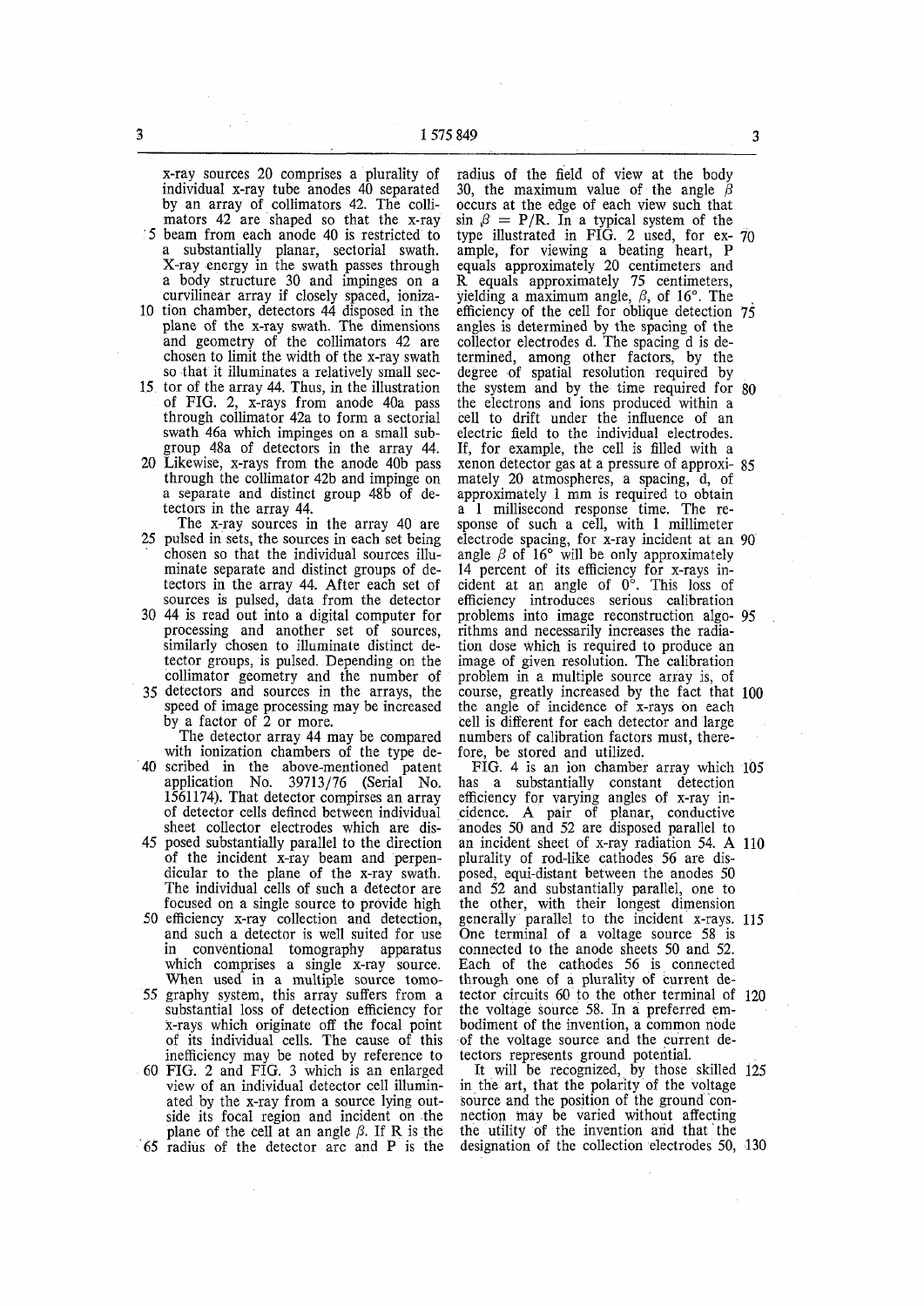x-ray sources 20 comprises a plurality of individual x-ray tube anodes 40 separated by an array of collimators 42. The collimators 42 are shaped so that the x-ray beam from each anode 40 is restricted to a substantially planar, sectorial swath. X-ray energy in the swath passes through a body structure 30 and impinges on a curvilinear array if closely spaced, ionization chamber, detectors 44 disposed in the plane of the x-ray swath. The dimensions and geometry of the collimators 42 are chosen to limit the width of the x-ray swath so that it illuminates a relatively small sector of the array 44. Thus, in the illustration of FIG. 2, x-rays from anode 40a pass through collimator 42a to form a sectorial swath 46a which impinges on a small subgroup 48a of detectors in the array 44. Likewise, x-rays from the anode 40b pass through the collimator 42b and impinge on a separate and distinct group 48b of detectors in the array 44.

The x-ray sources in the array 40 are pulsed in sets, the sources in each set being chosen so that the individual sources illuminate separate and distinct groups of detectors in the array 44. After each set of sources is pulsed, data from the detector 44 is read out into a digital computer for processing and another set of sources, similarly chosen to illuminate distinct detector groups, is pulsed. Depending on the collimator geometry and the number of detectors and sources in the arrays, the speed of image processing may be increased by a factor of 2 or more.

The detector array 44 may be compared with ionization chambers of the type described in the above-mentioned patent application No. 39713/76 (Serial No. 1561174). That detector comprises an array of detector cells defined between individual sheet collector electrodes which are disposed substantially parallel to the direction of the incident x-ray beam and perpendicular to the plane of the x-ray swath. The individual cells of such a detector are focused on a single source to provide high efficiency x-ray collection and detection, and such a detector is well suited for use in conventional tomography apparatus which comprises a single x-ray source. When used in a multiple source tomography system, this array suffers from a substantial loss of detection efficiency for x-rays which originate off the focal point of its individual cells. The cause of this inefficiency may be noted by reference to FIG. 2 and FIG. 3 which is an enlarged view of an individual detector cell illuminated by the x-ray from a source lying outside its focal region and incident on the plane of the cell at an angle $\beta$. If R is the radius of the detector arc and P is the radius of the field of view at the body 30, the maximum value of the angle $\beta$ occurs at the edge of each view such that $\sin \beta = P/R$. In a typical system of the type illustrated in FIG. 2 used, for example, for viewing a beating heart, P equals approximately 20 centimeters and R equals approximately 75 centimeters, yielding a maximum angle, $\beta$, of 16°. The efficiency of the cell for oblique detection angles is determined by the spacing of the collector electrodes d. The spacing d is determined, among other factors, by the degree of spatial resolution required by the system and by the time required for the electrons and ions produced within a cell to drift under the influence of an electric field to the individual electrodes. If, for example, the cell is filled with a xenon detector gas at a pressure of approximately 20 atmospheres, a spacing, d, of approximately 1 mm is required to obtain a 1 millisecond response time. The response of such a cell, with 1 millimeter electrode spacing, for x-ray incident at an angle $\beta$ of 16° will be only approximately 14 percent of its efficiency for x-rays incident at an angle of 0°. This loss of efficiency introduces serious calibration problems into image reconstruction algorithms and necessarily increases the radiation dose which is required to produce an image of given resolution. The calibration problem in a multiple source array is, of course, greatly increased by the fact that the angle of incidence of x-rays on each cell is different for each detector and large numbers of calibration factors must, therefore, be stored and utilized.

FIG. 4 is an ion chamber array which has a substantially constant detection efficiency for varying angles of x-ray incidence. A pair of planar, conductive anodes 50 and 52 are disposed parallel to an incident sheet of x-ray radiation 54. A plurality of rod-like cathodes 56 are disposed, equi-distant between the anodes 50 and 52 and substantially parallel, one to the other, with their longest dimension generally parallel to the incident x-rays. One terminal of a voltage source 58 is connected to the anode sheets 50 and 52. Each of the cathodes 56 is connected through one of a plurality of current detector circuits 60 to the other terminal of the voltage source 58. In a preferred embodiment of the invention, a common node of the voltage source and the current detectors represents ground potential.

It will be recognized, by those skilled in the art, that the polarity of the voltage source and the position of the ground connection may be varied without affecting the utility of the invention and that the designation of the collection electrodes 50,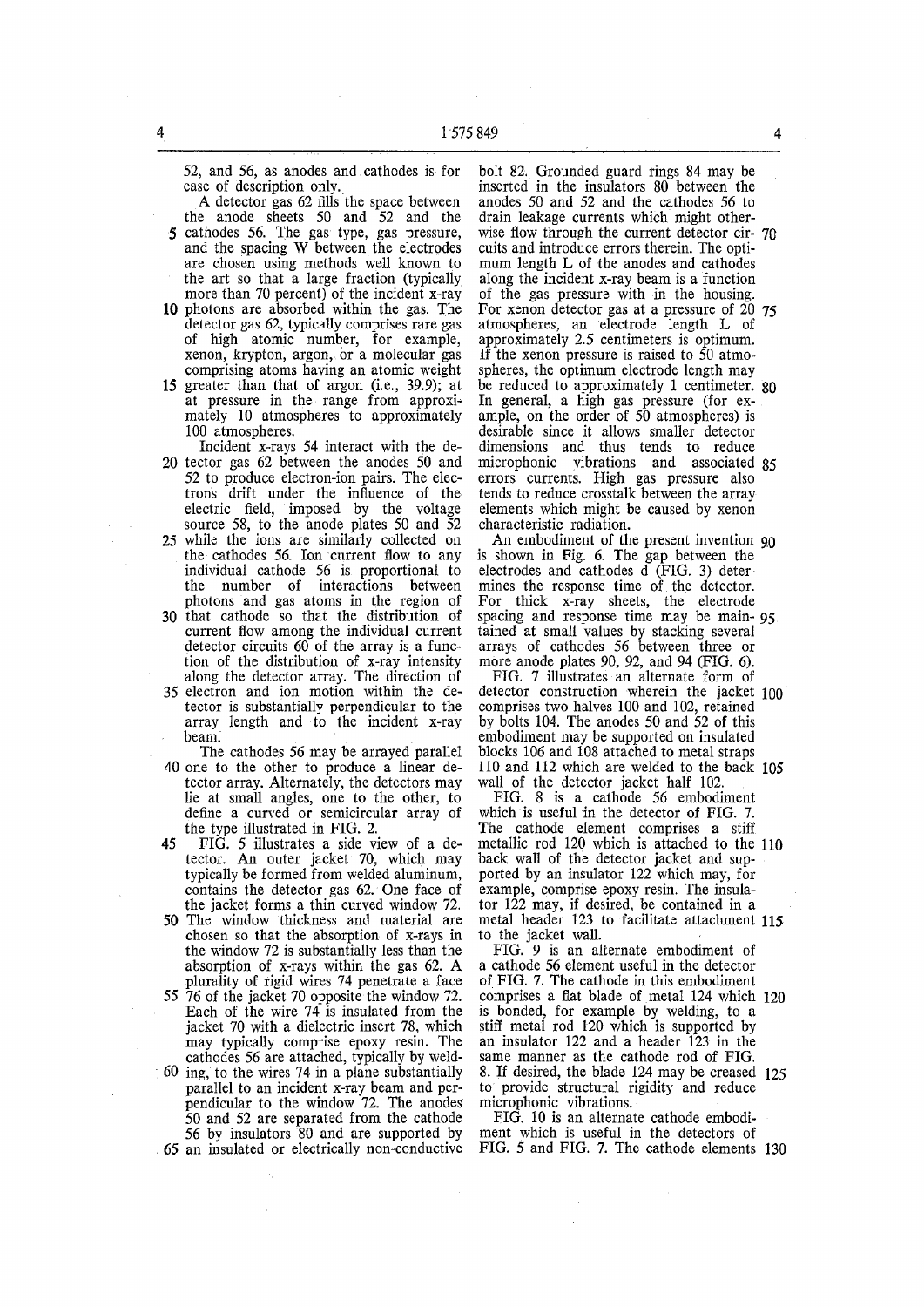52, and 56, as anodes and cathodes is for ease of description only.

A detector gas 62 fills the space between the anode sheets 50 and 52 and the cathodes 56. The gas type, gas pressure, and the spacing W between the electrodes are chosen using methods well known to the art so that a large fraction (typically more than 70 percent) of the incident x-ray photons are absorbed within the gas. The detector gas 62, typically comprises rare gas of high atomic number, for example, xenon, krypton, argon, or a molecular gas comprising atoms having an atomic weight greater than that of argon (i.e., 39.9); at at pressure in the range from approximately 10 atmospheres to approximately 100 atmospheres.

Incident x-rays 54 interact with the detector gas 62 between the anodes 50 and 52 to produce electron-ion pairs. The electrons drift under the influence of the electric field, imposed by the voltage source 58, to the anode plates 50 and 52 while the ions are similarly collected on the cathodes 56. Ion current flow to any individual cathode 56 is proportional to the number of interactions between photons and gas atoms in the region of that cathode so that the distribution of current flow among the individual current detector circuits 60 of the array is a function of the distribution of x-ray intensity along the detector array. The direction of electron and ion motion within the detector is substantially perpendicular to the array length and to the incident x-ray beam.

The cathodes 56 may be arrayed parallel one to the other to produce a linear detector array. Alternately, the detectors may lie at small angles, one to the other, to define a curved or semicircular array of the type illustrated in FIG. 2.

FIG. 5 illustrates a side view of a detector. An outer jacket 70, which may typically be formed from welded aluminum, contains the detector gas 62. One face of the jacket forms a thin curved window 72. The window thickness and material are chosen so that the absorption of x-rays in the window 72 is substantially less than the absorption of x-rays within the gas 62. A plurality of rigid wires 74 penetrate a face 76 of the jacket 70 opposite the window 72. Each of the wire 74 is insulated from the jacket 70 with a dielectric insert 78, which may typically comprise epoxy resin. The cathodes 56 are attached, typically by welding, to the wires 74 in a plane substantially parallel to an incident x-ray beam and perpendicular to the window 72. The anodes 50 and 52 are separated from the cathode 56 by insulators 80 and are supported by an insulated or electrically non-conductive bolt 82. Grounded guard rings 84 may be inserted in the insulators 80 between the anodes 50 and 52 and the cathodes 56 to drain leakage currents which might otherwise flow through the current detector circuits and introduce errors therein. The optimum length L of the anodes and cathodes along the incident x-ray beam is a function of the gas pressure with in the housing. For xenon detector gas at a pressure of 20 atmospheres, an electrode length L of approximately 2.5 centimeters is optimum. If the xenon pressure is raised to 50 atmospheres, the optimum electrode length may be reduced to approximately 1 centimeter. In general, a high gas pressure (for example, on the order of 50 atmospheres) is desirable since it allows smaller detector dimensions and thus tends to reduce microphonic vibrations and associated errors currents. High gas pressure also tends to reduce crosstalk between the array elements which might be caused by xenon characteristic radiation.

An embodiment of the present invention is shown in Fig. 6. The gap between the electrodes and cathodes d (FIG. 3) determines the response time of the detector. For thick x-ray sheets, the electrode spacing and response time may be maintained at small values by stacking several arrays of cathodes 56 between three or more anode plates 90, 92, and 94 (FIG. 6).

FIG. 7 illustrates an alternate form of detector construction wherein the jacket 100 comprises two halves 100 and 102, retained by bolts 104. The anodes 50 and 52 of this embodiment may be supported on insulated blocks 106 and 108 attached to metal straps 110 and 112 which are welded to the back wall of the detector jacket half 102.

FIG. 8 is a cathode 56 embodiment which is useful in the detector of FIG. 7. The cathode element comprises a stiff metallic rod 120 which is attached to the back wall of the detector jacket and supported by an insulator 122 which may, for example, comprise epoxy resin. The insulator 122 may, if desired, be contained in a metal header 123 to facilitate attachment to the jacket wall.

FIG. 9 is an alternate embodiment of a cathode 56 element useful in the detector of FIG. 7. The cathode in this embodiment comprises a flat blade of metal 124 which is bonded, for example by welding, to a stiff metal rod 120 which is supported by an insulator 122 and a header 123 in the same manner as the cathode rod of FIG. 8. If desired, the blade 124 may be creased to provide structural rigidity and reduce microphonic vibrations.

FIG. 10 is an alternate cathode embodiment which is useful in the detectors of FIG. 5 and FIG. 7. The cathode elements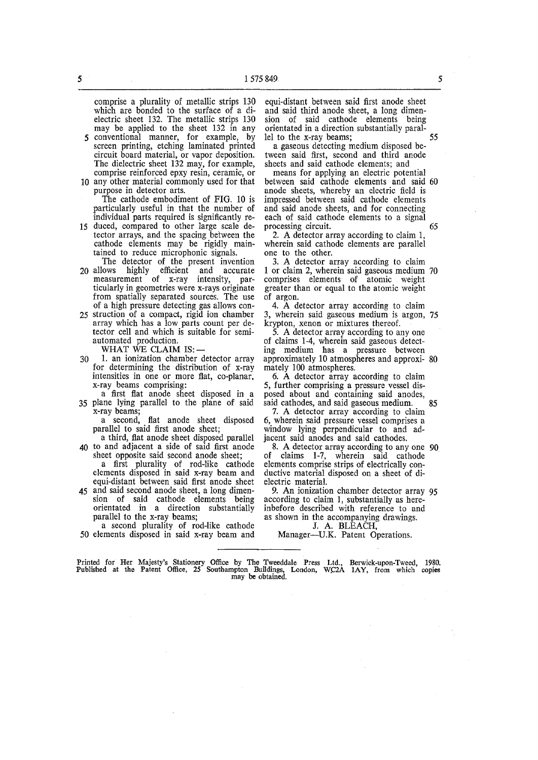comprise a plurality of metallic strips 130 which are bonded to the surface of a dielectric sheet 132. The metallic strips 130 may be applied to the sheet 132 in any conventional manner, for example, by screen printing, etching laminated printed circuit board material, or vapor deposition. The dielectric sheet 132 may, for example, comprise reinforced epxy resin, ceramic, or any other material commonly used for that purpose in detector arts.

The cathode embodiment of FIG. 10 is particularly useful in that the number of individual parts required is significantly reduced, compared to other large scale detector arrays, and the spacing between the cathode elements may be rigidly maintained to reduce microphonic signals.

The detector of the present invention allows highly efficient and accurate measurement of x-ray intensity, particularly in geometries were x-rays originate from spatially separated sources. The use of a high pressure detecting gas allows construction of a compact, rigid ion chamber array which has a low parts count per detector cell and which is suitable for semi-automated production.

WHAT WE CLAIM IS:—

1. an ionization chamber detector array for determining the distribution of x-ray intensities in one or more flat, co-planar, x-ray beams comprising:

a first flat anode sheet disposed in a plane lying parallel to the plane of said x-ray beams;

a second, flat anode sheet disposed parallel to said first anode sheet;

a third, flat anode sheet disposed parallel to and adjacent a side of said first anode sheet opposite said second anode sheet;

a first plurality of rod-like cathode elements disposed in said x-ray beam and equi-distant between said first anode sheet and said second anode sheet, a long dimension of said cathode elements being orientated in a direction substantially parallel to the x-ray beams;

a second plurality of rod-like cathode elements disposed in said x-ray beam and equi-distant between said first anode sheet and said third anode sheet, a long dimension of said cathode elements being orientated in a direction substantially parallel to the x-ray beams;

a gaseous detecting medium disposed between said first, second and third anode sheets and said cathode elements; and

means for applying an electric potential between said cathode elements and said anode sheets, whereby an electric field is impressed between said cathode elements and said anode sheets, and for connecting each of said cathode elements to a signal processing circuit.

2. A detector array according to claim 1, wherein said cathode elements are parallel one to the other.

3. A detector array according to claim 1 or claim 2, wherein said gaseous medium comprises elements of atomic weight greater than or equal to the atomic weight of argon.

4. A detector array according to claim 3, wherein said gaseous medium is argon, krypton, xenon or mixtures thereof.

5. A detector array according to any one of claims 1-4, wherein said gaseous detecting medium has a pressure between approximately 10 atmospheres and approximately 100 atmospheres.

6. A detector array according to claim 5, further comprising a pressure vessel disposed about and containing said anodes, said cathodes, and said gaseous medium.

7. A detector array according to claim 6, wherein said pressure vessel comprises a window lying perpendicular to and adjacent said anodes and said cathodes.

8. A detector array according to any one of claims 1-7, wherein said cathode elements comprise strips of electrically conductive material disposed on a sheet of dielectric material.

9. An ionization chamber detector array according to claim 1, substantially as hereinbefore described with reference to and as shown in the accompanying drawings.

J. A. BLEACH,
Manager—U.K. Patent Operations.

Printed for Her Majesty's Stationery Office by The Tweeddale Press Ltd., Berwick-upon-Tweed, 1980. Published at the Patent Office, 25 Southampton Buildings, London, WC2A 1AY, from which copies may be obtained.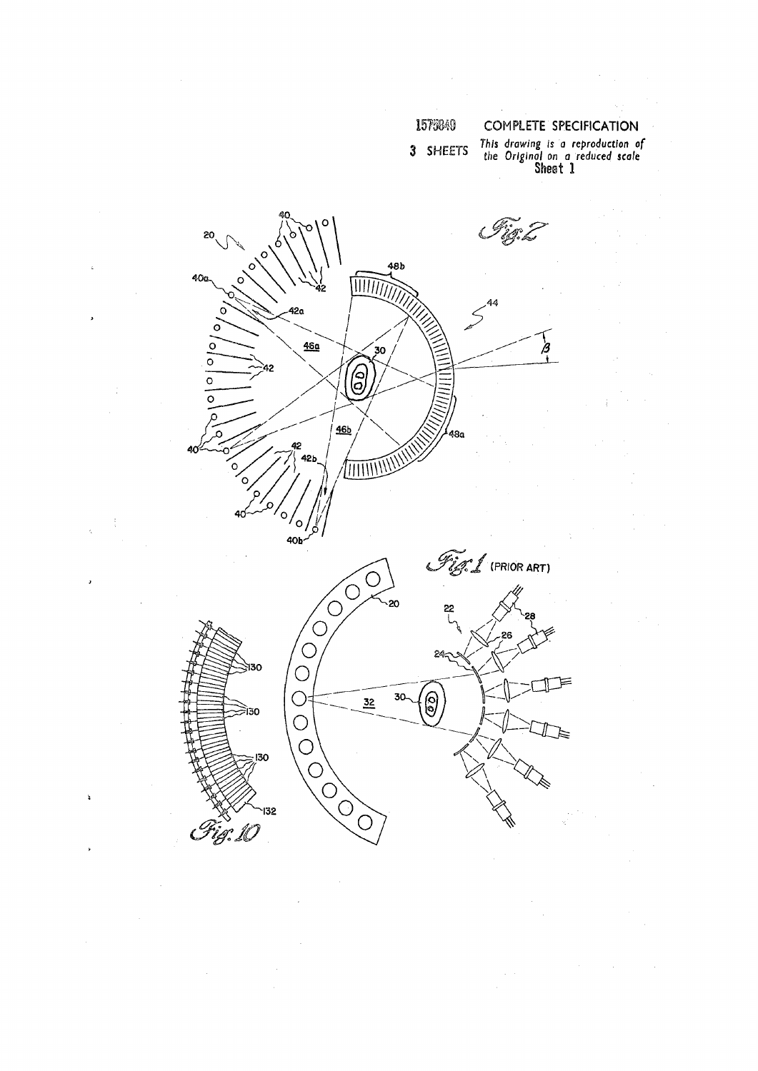1575849 COMPLETE SPECIFICATION

3 SHEETS *This drawing is a reproduction of the Original on a reduced scale*

Sheet 1

*Fig. 2*

*Fig. 1* (PRIOR ART)

*Fig. 10*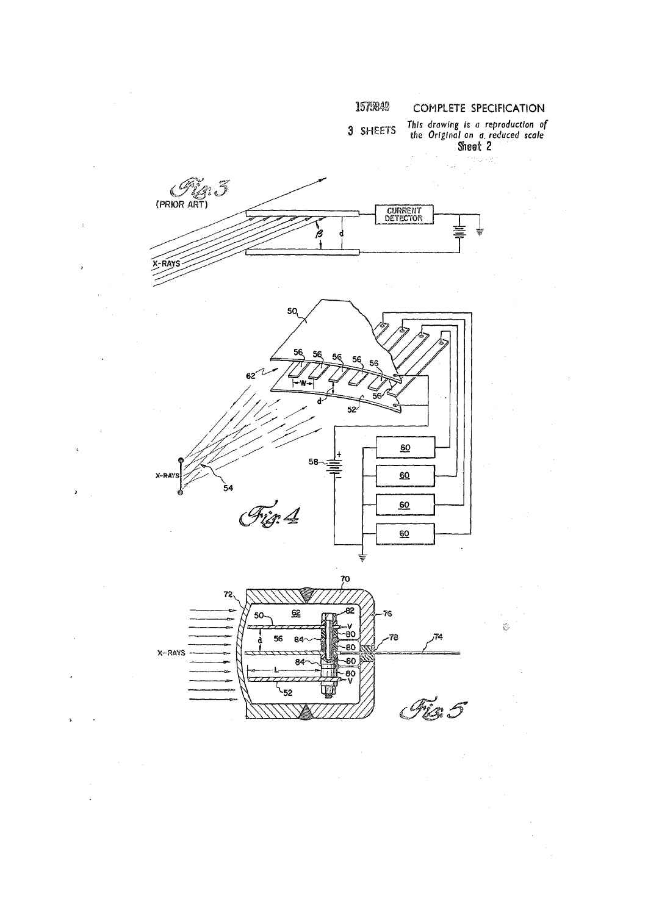1575849 COMPLETE SPECIFICATION

3 SHEETS *This drawing is a reproduction of the Original on a reduced scale*

Sheet 2

Fig. 3 (PRIOR ART)

CURRENT DETECTOR

X-RAYS

Fig. 4

X-RAYS

Fig. 5

X-RAYS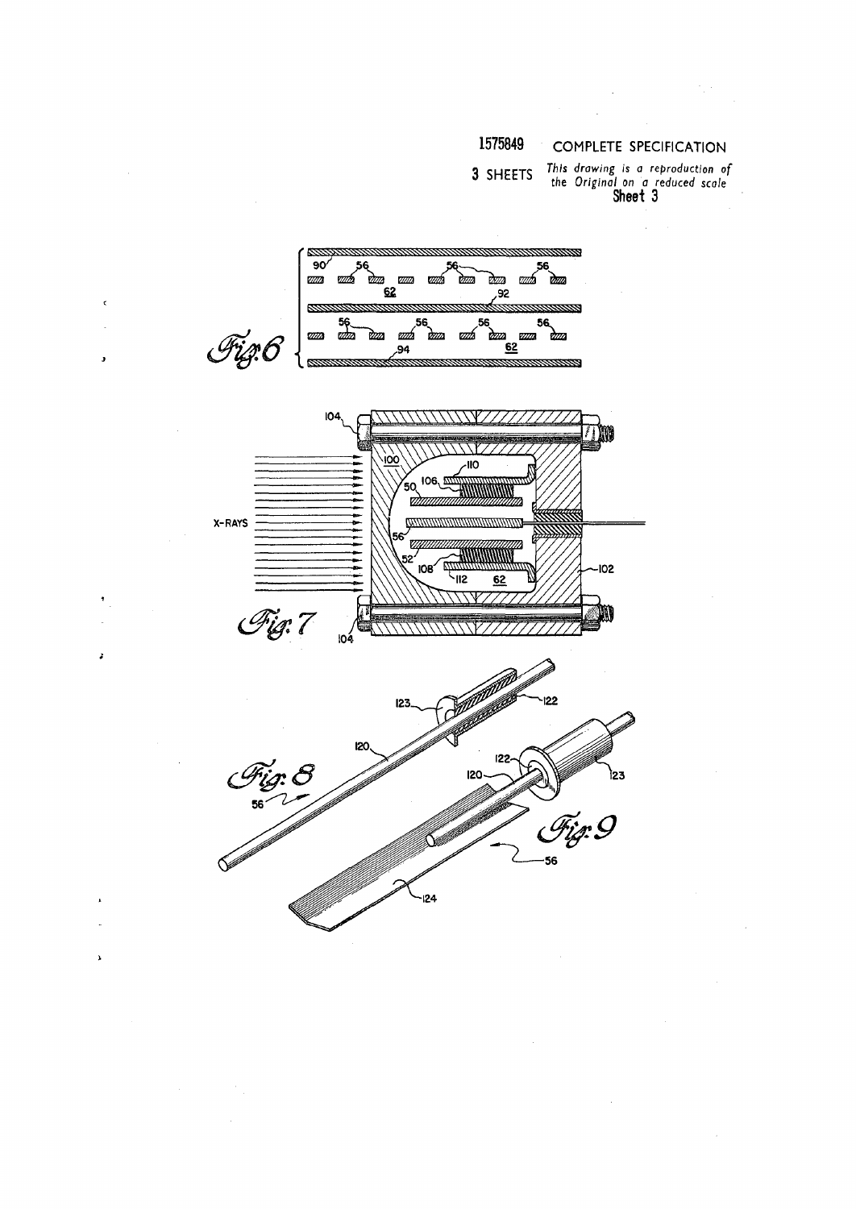1575849 COMPLETE SPECIFICATION

3 SHEETS *This drawing is a reproduction of the Original on a reduced scale*

**Sheet 3**

*Fig. 6*

90 56 56 56 62 92 56 56 56 56 94 62

*Fig. 7*

104 100 110 106 50 X-RAYS 56 52 108 112 62 102 104

*Fig. 8*

123 122 120 56

*Fig. 9*

122 120 123 56 124